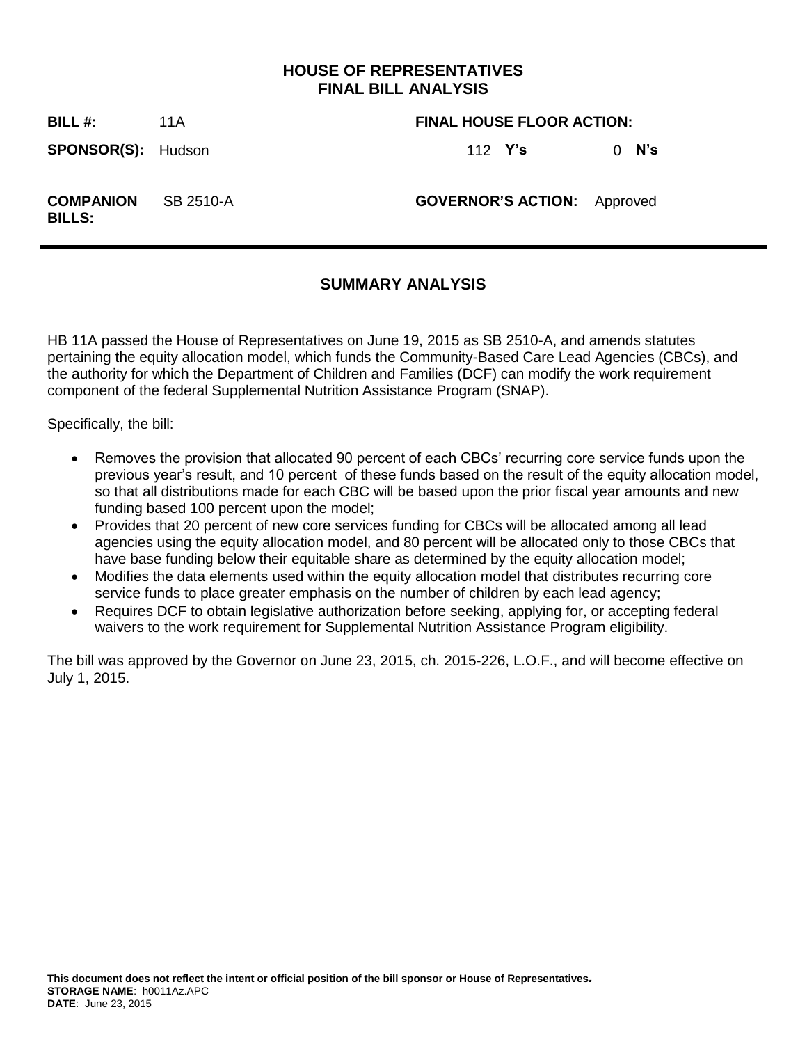# HOUSE OF REPRESENTATIVES
# FINAL BILL ANALYSIS

| | | | |
|---|---|---|---|
| **BILL #:** | 11A | **FINAL HOUSE FLOOR ACTION:** | |
| **SPONSOR(S):** | Hudson | 112 **Y's** | 0 **N's** |
| **COMPANION BILLS:** | SB 2510-A | **GOVERNOR'S ACTION:** | Approved |

---

## SUMMARY ANALYSIS

HB 11A passed the House of Representatives on June 19, 2015 as SB 2510-A, and amends statutes pertaining the equity allocation model, which funds the Community-Based Care Lead Agencies (CBCs), and the authority for which the Department of Children and Families (DCF) can modify the work requirement component of the federal Supplemental Nutrition Assistance Program (SNAP).

Specifically, the bill:

- Removes the provision that allocated 90 percent of each CBCs' recurring core service funds upon the previous year's result, and 10 percent of these funds based on the result of the equity allocation model, so that all distributions made for each CBC will be based upon the prior fiscal year amounts and new funding based 100 percent upon the model;
- Provides that 20 percent of new core services funding for CBCs will be allocated among all lead agencies using the equity allocation model, and 80 percent will be allocated only to those CBCs that have base funding below their equitable share as determined by the equity allocation model;
- Modifies the data elements used within the equity allocation model that distributes recurring core service funds to place greater emphasis on the number of children by each lead agency;
- Requires DCF to obtain legislative authorization before seeking, applying for, or accepting federal waivers to the work requirement for Supplemental Nutrition Assistance Program eligibility.

The bill was approved by the Governor on June 23, 2015, ch. 2015-226, L.O.F., and will become effective on July 1, 2015.

**This document does not reflect the intent or official position of the bill sponsor or House of Representatives.**
**STORAGE NAME**: h0011Az.APC
**DATE**: June 23, 2015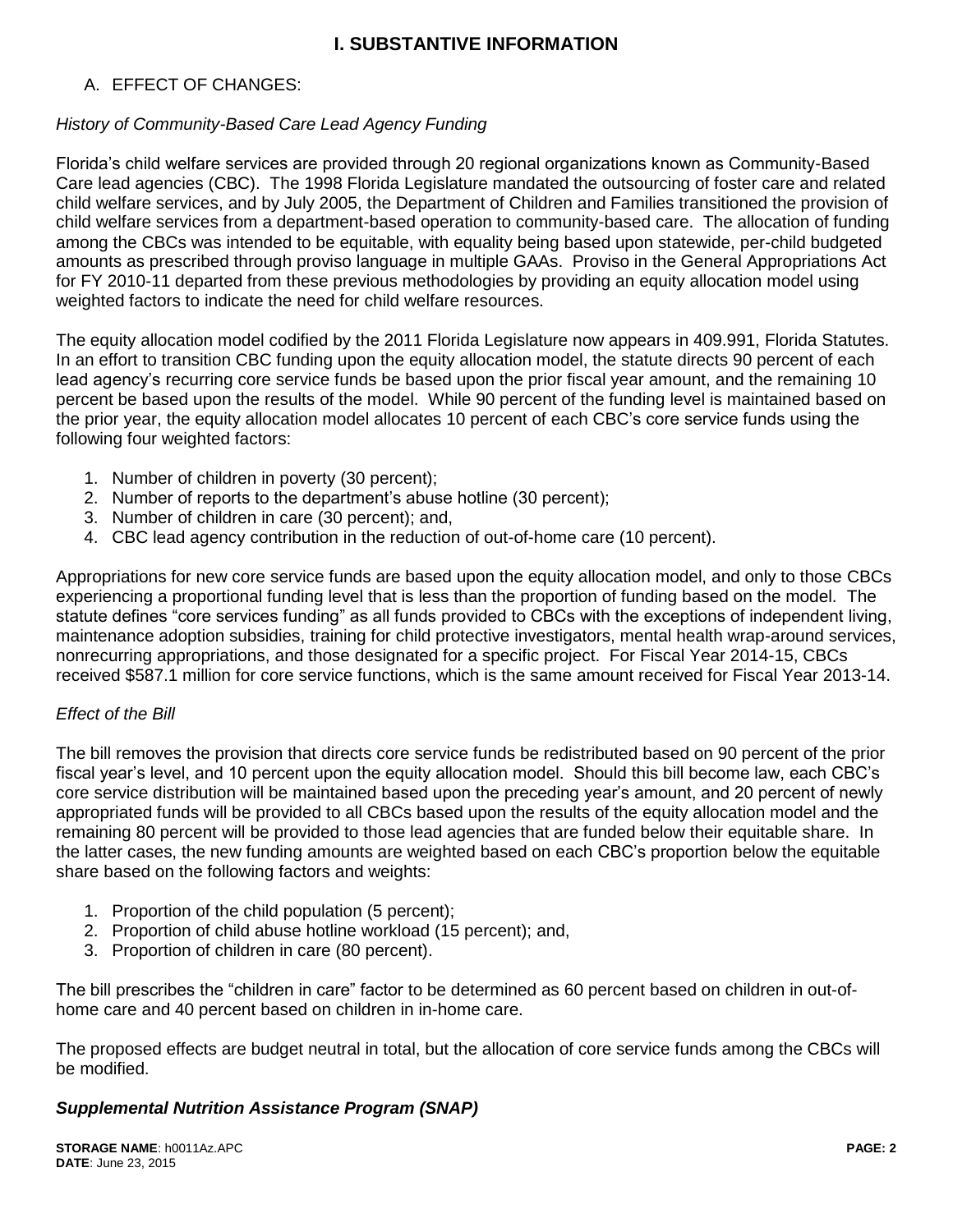# I. SUBSTANTIVE INFORMATION

A. EFFECT OF CHANGES:

*History of Community-Based Care Lead Agency Funding*

Florida's child welfare services are provided through 20 regional organizations known as Community-Based Care lead agencies (CBC). The 1998 Florida Legislature mandated the outsourcing of foster care and related child welfare services, and by July 2005, the Department of Children and Families transitioned the provision of child welfare services from a department-based operation to community-based care. The allocation of funding among the CBCs was intended to be equitable, with equality being based upon statewide, per-child budgeted amounts as prescribed through proviso language in multiple GAAs. Proviso in the General Appropriations Act for FY 2010-11 departed from these previous methodologies by providing an equity allocation model using weighted factors to indicate the need for child welfare resources.

The equity allocation model codified by the 2011 Florida Legislature now appears in 409.991, Florida Statutes. In an effort to transition CBC funding upon the equity allocation model, the statute directs 90 percent of each lead agency's recurring core service funds be based upon the prior fiscal year amount, and the remaining 10 percent be based upon the results of the model. While 90 percent of the funding level is maintained based on the prior year, the equity allocation model allocates 10 percent of each CBC's core service funds using the following four weighted factors:

1. Number of children in poverty (30 percent);
2. Number of reports to the department's abuse hotline (30 percent);
3. Number of children in care (30 percent); and,
4. CBC lead agency contribution in the reduction of out-of-home care (10 percent).

Appropriations for new core service funds are based upon the equity allocation model, and only to those CBCs experiencing a proportional funding level that is less than the proportion of funding based on the model. The statute defines "core services funding" as all funds provided to CBCs with the exceptions of independent living, maintenance adoption subsidies, training for child protective investigators, mental health wrap-around services, nonrecurring appropriations, and those designated for a specific project. For Fiscal Year 2014-15, CBCs received $587.1 million for core service functions, which is the same amount received for Fiscal Year 2013-14.

*Effect of the Bill*

The bill removes the provision that directs core service funds be redistributed based on 90 percent of the prior fiscal year's level, and 10 percent upon the equity allocation model. Should this bill become law, each CBC's core service distribution will be maintained based upon the preceding year's amount, and 20 percent of newly appropriated funds will be provided to all CBCs based upon the results of the equity allocation model and the remaining 80 percent will be provided to those lead agencies that are funded below their equitable share. In the latter cases, the new funding amounts are weighted based on each CBC's proportion below the equitable share based on the following factors and weights:

1. Proportion of the child population (5 percent);
2. Proportion of child abuse hotline workload (15 percent); and,
3. Proportion of children in care (80 percent).

The bill prescribes the "children in care" factor to be determined as 60 percent based on children in out-of-home care and 40 percent based on children in in-home care.

The proposed effects are budget neutral in total, but the allocation of core service funds among the CBCs will be modified.

***Supplemental Nutrition Assistance Program (SNAP)***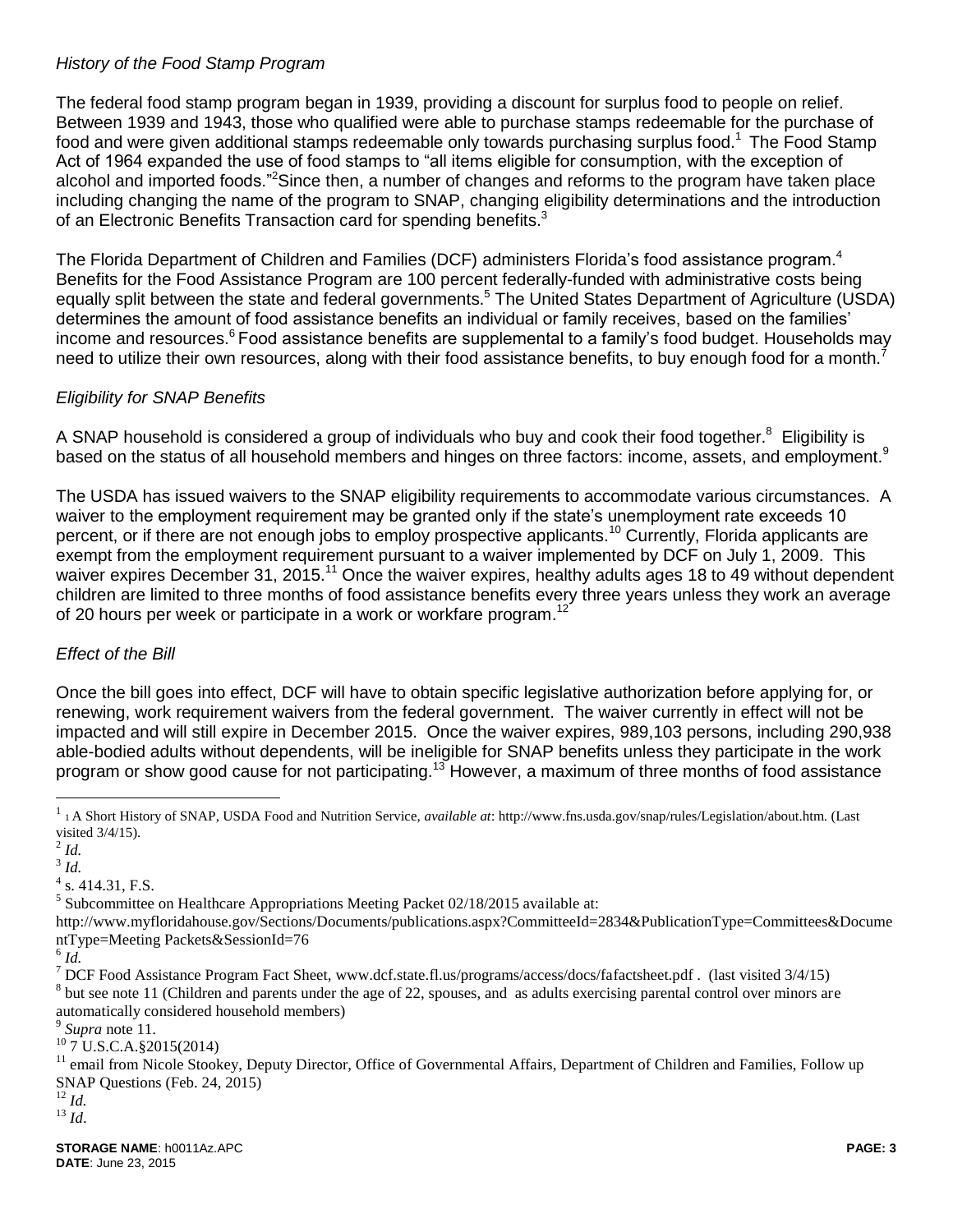*History of the Food Stamp Program*

The federal food stamp program began in 1939, providing a discount for surplus food to people on relief. Between 1939 and 1943, those who qualified were able to purchase stamps redeemable for the purchase of food and were given additional stamps redeemable only towards purchasing surplus food.[1] The Food Stamp Act of 1964 expanded the use of food stamps to "all items eligible for consumption, with the exception of alcohol and imported foods."[2] Since then, a number of changes and reforms to the program have taken place including changing the name of the program to SNAP, changing eligibility determinations and the introduction of an Electronic Benefits Transaction card for spending benefits.[3]

The Florida Department of Children and Families (DCF) administers Florida's food assistance program.[4] Benefits for the Food Assistance Program are 100 percent federally-funded with administrative costs being equally split between the state and federal governments.[5] The United States Department of Agriculture (USDA) determines the amount of food assistance benefits an individual or family receives, based on the families' income and resources.[6] Food assistance benefits are supplemental to a family's food budget. Households may need to utilize their own resources, along with their food assistance benefits, to buy enough food for a month.[7]

*Eligibility for SNAP Benefits*

A SNAP household is considered a group of individuals who buy and cook their food together.[8] Eligibility is based on the status of all household members and hinges on three factors: income, assets, and employment.[9]

The USDA has issued waivers to the SNAP eligibility requirements to accommodate various circumstances. A waiver to the employment requirement may be granted only if the state's unemployment rate exceeds 10 percent, or if there are not enough jobs to employ prospective applicants.[10] Currently, Florida applicants are exempt from the employment requirement pursuant to a waiver implemented by DCF on July 1, 2009. This waiver expires December 31, 2015.[11] Once the waiver expires, healthy adults ages 18 to 49 without dependent children are limited to three months of food assistance benefits every three years unless they work an average of 20 hours per week or participate in a work or workfare program.[12]

*Effect of the Bill*

Once the bill goes into effect, DCF will have to obtain specific legislative authorization before applying for, or renewing, work requirement waivers from the federal government. The waiver currently in effect will not be impacted and will still expire in December 2015. Once the waiver expires, 989,103 persons, including 290,938 able-bodied adults without dependents, will be ineligible for SNAP benefits unless they participate in the work program or show good cause for not participating.[13] However, a maximum of three months of food assistance

---

[1] 1 A Short History of SNAP, USDA Food and Nutrition Service, *available at*: http://www.fns.usda.gov/snap/rules/Legislation/about.htm. (Last visited 3/4/15).

[2] *Id.*

[3] *Id.*

[4] s. 414.31, F.S.

[5] Subcommittee on Healthcare Appropriations Meeting Packet 02/18/2015 available at: http://www.myfloridahouse.gov/Sections/Documents/publications.aspx?CommitteeId=2834&PublicationType=Committees&DocumentType=Meeting Packets&SessionId=76

[6] *Id.*

[7] DCF Food Assistance Program Fact Sheet, www.dcf.state.fl.us/programs/access/docs/fafactsheet.pdf . (last visited 3/4/15)

[8] but see note 11 (Children and parents under the age of 22, spouses, and as adults exercising parental control over minors are automatically considered household members)

[9] *Supra* note 11.

[10] 7 U.S.C.A.§2015(2014)

[11] email from Nicole Stookey, Deputy Director, Office of Governmental Affairs, Department of Children and Families, Follow up SNAP Questions (Feb. 24, 2015)

[12] *Id.*

[13] *Id*.

**STORAGE NAME**: h0011Az.APC
**DATE**: June 23, 2015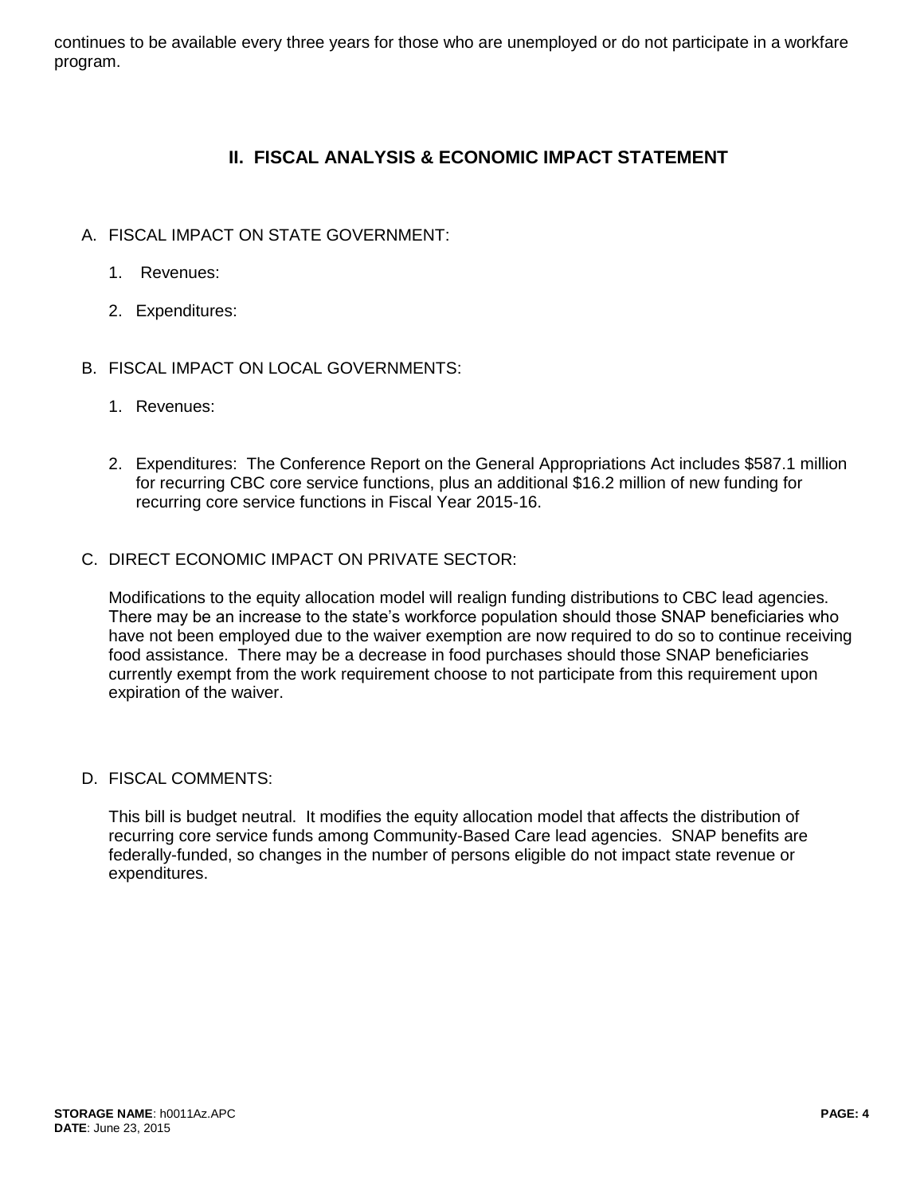continues to be available every three years for those who are unemployed or do not participate in a workfare program.

## II. FISCAL ANALYSIS & ECONOMIC IMPACT STATEMENT

A. FISCAL IMPACT ON STATE GOVERNMENT:

1. Revenues:

2. Expenditures:

B. FISCAL IMPACT ON LOCAL GOVERNMENTS:

1. Revenues:

2. Expenditures: The Conference Report on the General Appropriations Act includes $587.1 million for recurring CBC core service functions, plus an additional $16.2 million of new funding for recurring core service functions in Fiscal Year 2015-16.

C. DIRECT ECONOMIC IMPACT ON PRIVATE SECTOR:

Modifications to the equity allocation model will realign funding distributions to CBC lead agencies. There may be an increase to the state's workforce population should those SNAP beneficiaries who have not been employed due to the waiver exemption are now required to do so to continue receiving food assistance. There may be a decrease in food purchases should those SNAP beneficiaries currently exempt from the work requirement choose to not participate from this requirement upon expiration of the waiver.

D. FISCAL COMMENTS:

This bill is budget neutral. It modifies the equity allocation model that affects the distribution of recurring core service funds among Community-Based Care lead agencies. SNAP benefits are federally-funded, so changes in the number of persons eligible do not impact state revenue or expenditures.